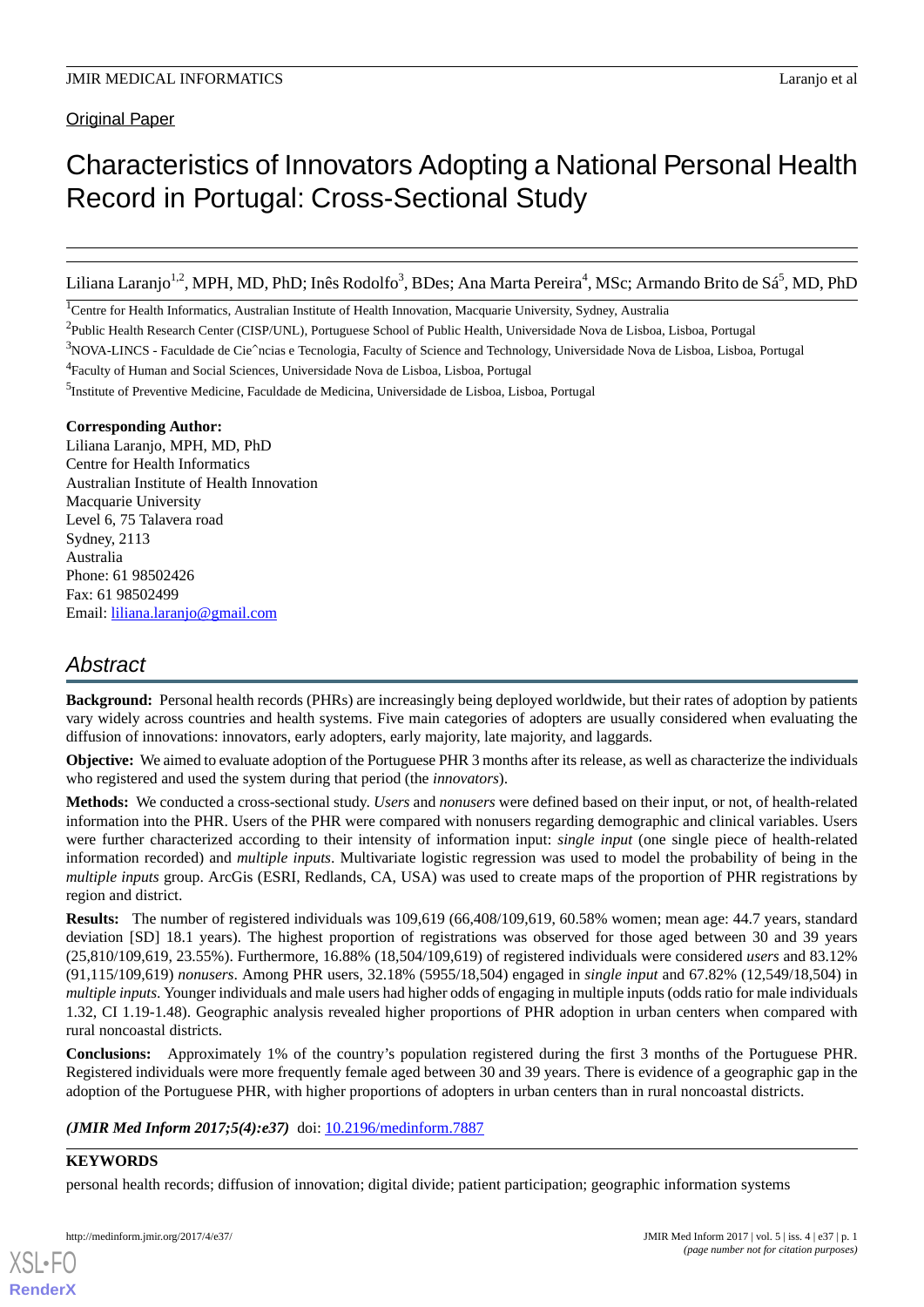Original Paper

# Characteristics of Innovators Adopting a National Personal Health Record in Portugal: Cross-Sectional Study

Liliana Laranjo[1,2], MPH, MD, PhD; Inês Rodolfo[3], BDes; Ana Marta Pereira[4], MSc; Armando Brito de Sá[5], MD, PhD

[1]Centre for Health Informatics, Australian Institute of Health Innovation, Macquarie University, Sydney, Australia

[2]Public Health Research Center (CISP/UNL), Portuguese School of Public Health, Universidade Nova de Lisboa, Lisboa, Portugal

[3]NOVA-LINCS - Faculdade de Cieˆncias e Tecnologia, Faculty of Science and Technology, Universidade Nova de Lisboa, Lisboa, Portugal

[4]Faculty of Human and Social Sciences, Universidade Nova de Lisboa, Lisboa, Portugal

[5]Institute of Preventive Medicine, Faculdade de Medicina, Universidade de Lisboa, Lisboa, Portugal

**Corresponding Author:**
Liliana Laranjo, MPH, MD, PhD
Centre for Health Informatics
Australian Institute of Health Innovation
Macquarie University
Level 6, 75 Talavera road
Sydney, 2113
Australia
Phone: 61 98502426
Fax: 61 98502499
Email: liliana.laranjo@gmail.com

## Abstract

**Background:** Personal health records (PHRs) are increasingly being deployed worldwide, but their rates of adoption by patients vary widely across countries and health systems. Five main categories of adopters are usually considered when evaluating the diffusion of innovations: innovators, early adopters, early majority, late majority, and laggards.

**Objective:** We aimed to evaluate adoption of the Portuguese PHR 3 months after its release, as well as characterize the individuals who registered and used the system during that period (the *innovators*).

**Methods:** We conducted a cross-sectional study. *Users* and *nonusers* were defined based on their input, or not, of health-related information into the PHR. Users of the PHR were compared with nonusers regarding demographic and clinical variables. Users were further characterized according to their intensity of information input: *single input* (one single piece of health-related information recorded) and *multiple inputs*. Multivariate logistic regression was used to model the probability of being in the *multiple inputs* group. ArcGis (ESRI, Redlands, CA, USA) was used to create maps of the proportion of PHR registrations by region and district.

**Results:** The number of registered individuals was 109,619 (66,408/109,619, 60.58% women; mean age: 44.7 years, standard deviation [SD] 18.1 years). The highest proportion of registrations was observed for those aged between 30 and 39 years (25,810/109,619, 23.55%). Furthermore, 16.88% (18,504/109,619) of registered individuals were considered *users* and 83.12% (91,115/109,619) *nonusers*. Among PHR users, 32.18% (5955/18,504) engaged in *single input* and 67.82% (12,549/18,504) in *multiple inputs*. Younger individuals and male users had higher odds of engaging in multiple inputs (odds ratio for male individuals 1.32, CI 1.19-1.48). Geographic analysis revealed higher proportions of PHR adoption in urban centers when compared with rural noncoastal districts.

**Conclusions:** Approximately 1% of the country's population registered during the first 3 months of the Portuguese PHR. Registered individuals were more frequently female aged between 30 and 39 years. There is evidence of a geographic gap in the adoption of the Portuguese PHR, with higher proportions of adopters in urban centers than in rural noncoastal districts.

***(JMIR Med Inform 2017;5(4):e37)*** doi: 10.2196/medinform.7887

**KEYWORDS**

personal health records; diffusion of innovation; digital divide; patient participation; geographic information systems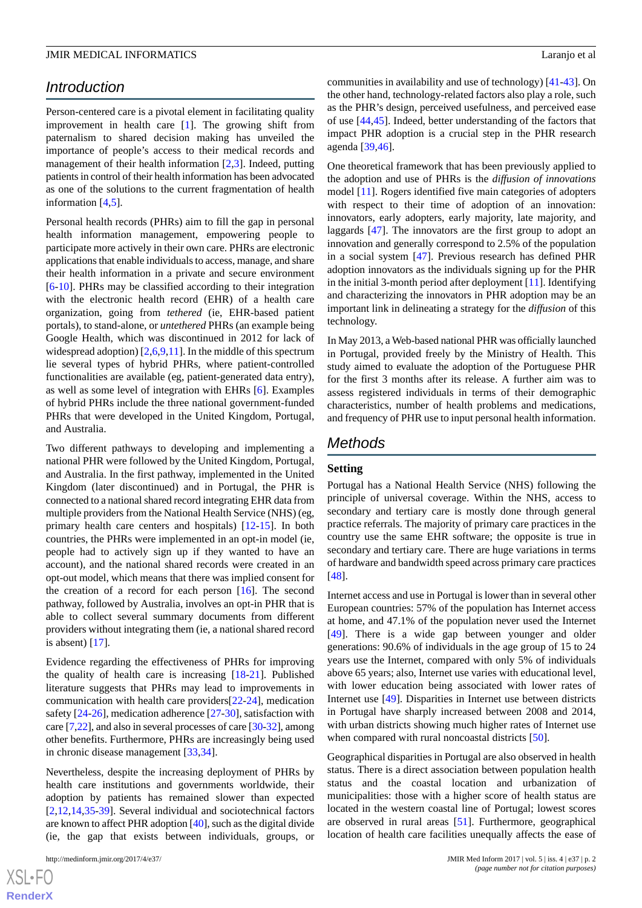## Introduction

Person-centered care is a pivotal element in facilitating quality improvement in health care [1]. The growing shift from paternalism to shared decision making has unveiled the importance of people's access to their medical records and management of their health information [2,3]. Indeed, putting patients in control of their health information has been advocated as one of the solutions to the current fragmentation of health information [4,5].

Personal health records (PHRs) aim to fill the gap in personal health information management, empowering people to participate more actively in their own care. PHRs are electronic applications that enable individuals to access, manage, and share their health information in a private and secure environment [6-10]. PHRs may be classified according to their integration with the electronic health record (EHR) of a health care organization, going from *tethered* (ie, EHR-based patient portals), to stand-alone, or *untethered* PHRs (an example being Google Health, which was discontinued in 2012 for lack of widespread adoption) [2,6,9,11]. In the middle of this spectrum lie several types of hybrid PHRs, where patient-controlled functionalities are available (eg, patient-generated data entry), as well as some level of integration with EHRs [6]. Examples of hybrid PHRs include the three national government-funded PHRs that were developed in the United Kingdom, Portugal, and Australia.

Two different pathways to developing and implementing a national PHR were followed by the United Kingdom, Portugal, and Australia. In the first pathway, implemented in the United Kingdom (later discontinued) and in Portugal, the PHR is connected to a national shared record integrating EHR data from multiple providers from the National Health Service (NHS) (eg, primary health care centers and hospitals) [12-15]. In both countries, the PHRs were implemented in an opt-in model (ie, people had to actively sign up if they wanted to have an account), and the national shared records were created in an opt-out model, which means that there was implied consent for the creation of a record for each person [16]. The second pathway, followed by Australia, involves an opt-in PHR that is able to collect several summary documents from different providers without integrating them (ie, a national shared record is absent) [17].

Evidence regarding the effectiveness of PHRs for improving the quality of health care is increasing [18-21]. Published literature suggests that PHRs may lead to improvements in communication with health care providers[22-24], medication safety [24-26], medication adherence [27-30], satisfaction with care [7,22], and also in several processes of care [30-32], among other benefits. Furthermore, PHRs are increasingly being used in chronic disease management [33,34].

Nevertheless, despite the increasing deployment of PHRs by health care institutions and governments worldwide, their adoption by patients has remained slower than expected [2,12,14,35-39]. Several individual and sociotechnical factors are known to affect PHR adoption [40], such as the digital divide (ie, the gap that exists between individuals, groups, or communities in availability and use of technology) [41-43]. On the other hand, technology-related factors also play a role, such as the PHR's design, perceived usefulness, and perceived ease of use [44,45]. Indeed, better understanding of the factors that impact PHR adoption is a crucial step in the PHR research agenda [39,46].

One theoretical framework that has been previously applied to the adoption and use of PHRs is the *diffusion of innovations* model [11]. Rogers identified five main categories of adopters with respect to their time of adoption of an innovation: innovators, early adopters, early majority, late majority, and laggards [47]. The innovators are the first group to adopt an innovation and generally correspond to 2.5% of the population in a social system [47]. Previous research has defined PHR adoption innovators as the individuals signing up for the PHR in the initial 3-month period after deployment [11]. Identifying and characterizing the innovators in PHR adoption may be an important link in delineating a strategy for the *diffusion* of this technology.

In May 2013, a Web-based national PHR was officially launched in Portugal, provided freely by the Ministry of Health. This study aimed to evaluate the adoption of the Portuguese PHR for the first 3 months after its release. A further aim was to assess registered individuals in terms of their demographic characteristics, number of health problems and medications, and frequency of PHR use to input personal health information.

## Methods

### Setting

Portugal has a National Health Service (NHS) following the principle of universal coverage. Within the NHS, access to secondary and tertiary care is mostly done through general practice referrals. The majority of primary care practices in the country use the same EHR software; the opposite is true in secondary and tertiary care. There are huge variations in terms of hardware and bandwidth speed across primary care practices [48].

Internet access and use in Portugal is lower than in several other European countries: 57% of the population has Internet access at home, and 47.1% of the population never used the Internet [49]. There is a wide gap between younger and older generations: 90.6% of individuals in the age group of 15 to 24 years use the Internet, compared with only 5% of individuals above 65 years; also, Internet use varies with educational level, with lower education being associated with lower rates of Internet use [49]. Disparities in Internet use between districts in Portugal have sharply increased between 2008 and 2014, with urban districts showing much higher rates of Internet use when compared with rural noncoastal districts [50].

Geographical disparities in Portugal are also observed in health status. There is a direct association between population health status and the coastal location and urbanization of municipalities: those with a higher score of health status are located in the western coastal line of Portugal; lowest scores are observed in rural areas [51]. Furthermore, geographical location of health care facilities unequally affects the ease of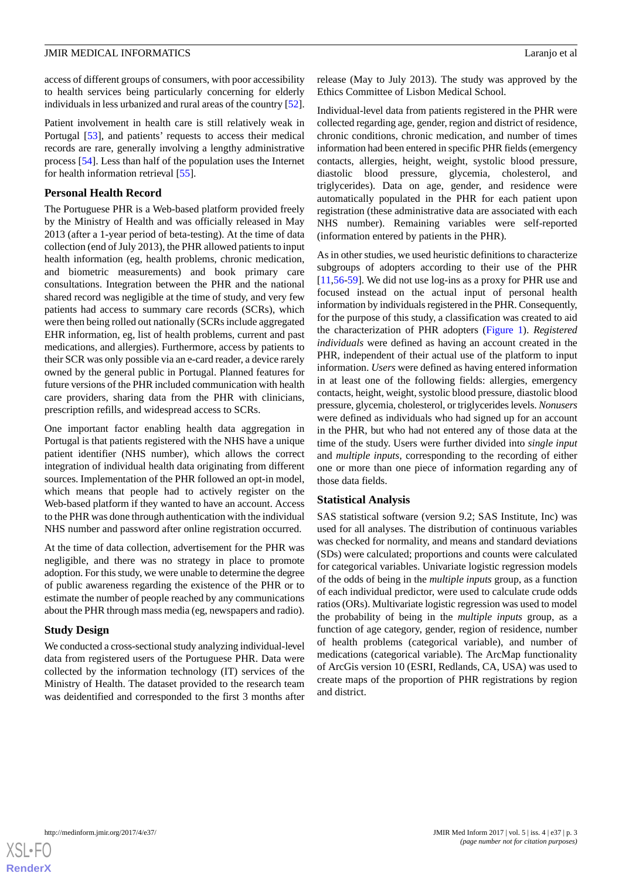access of different groups of consumers, with poor accessibility to health services being particularly concerning for elderly individuals in less urbanized and rural areas of the country [52].

Patient involvement in health care is still relatively weak in Portugal [53], and patients' requests to access their medical records are rare, generally involving a lengthy administrative process [54]. Less than half of the population uses the Internet for health information retrieval [55].

### Personal Health Record

The Portuguese PHR is a Web-based platform provided freely by the Ministry of Health and was officially released in May 2013 (after a 1-year period of beta-testing). At the time of data collection (end of July 2013), the PHR allowed patients to input health information (eg, health problems, chronic medication, and biometric measurements) and book primary care consultations. Integration between the PHR and the national shared record was negligible at the time of study, and very few patients had access to summary care records (SCRs), which were then being rolled out nationally (SCRs include aggregated EHR information, eg, list of health problems, current and past medications, and allergies). Furthermore, access by patients to their SCR was only possible via an e-card reader, a device rarely owned by the general public in Portugal. Planned features for future versions of the PHR included communication with health care providers, sharing data from the PHR with clinicians, prescription refills, and widespread access to SCRs.

One important factor enabling health data aggregation in Portugal is that patients registered with the NHS have a unique patient identifier (NHS number), which allows the correct integration of individual health data originating from different sources. Implementation of the PHR followed an opt-in model, which means that people had to actively register on the Web-based platform if they wanted to have an account. Access to the PHR was done through authentication with the individual NHS number and password after online registration occurred.

At the time of data collection, advertisement for the PHR was negligible, and there was no strategy in place to promote adoption. For this study, we were unable to determine the degree of public awareness regarding the existence of the PHR or to estimate the number of people reached by any communications about the PHR through mass media (eg, newspapers and radio).

### Study Design

We conducted a cross-sectional study analyzing individual-level data from registered users of the Portuguese PHR. Data were collected by the information technology (IT) services of the Ministry of Health. The dataset provided to the research team was deidentified and corresponded to the first 3 months after release (May to July 2013). The study was approved by the Ethics Committee of Lisbon Medical School.

Individual-level data from patients registered in the PHR were collected regarding age, gender, region and district of residence, chronic conditions, chronic medication, and number of times information had been entered in specific PHR fields (emergency contacts, allergies, height, weight, systolic blood pressure, diastolic blood pressure, glycemia, cholesterol, and triglycerides). Data on age, gender, and residence were automatically populated in the PHR for each patient upon registration (these administrative data are associated with each NHS number). Remaining variables were self-reported (information entered by patients in the PHR).

As in other studies, we used heuristic definitions to characterize subgroups of adopters according to their use of the PHR [11,56-59]. We did not use log-ins as a proxy for PHR use and focused instead on the actual input of personal health information by individuals registered in the PHR. Consequently, for the purpose of this study, a classification was created to aid the characterization of PHR adopters (Figure 1). *Registered individuals* were defined as having an account created in the PHR, independent of their actual use of the platform to input information. *Users* were defined as having entered information in at least one of the following fields: allergies, emergency contacts, height, weight, systolic blood pressure, diastolic blood pressure, glycemia, cholesterol, or triglycerides levels. *Nonusers* were defined as individuals who had signed up for an account in the PHR, but who had not entered any of those data at the time of the study. Users were further divided into *single input* and *multiple inputs*, corresponding to the recording of either one or more than one piece of information regarding any of those data fields.

### Statistical Analysis

SAS statistical software (version 9.2; SAS Institute, Inc) was used for all analyses. The distribution of continuous variables was checked for normality, and means and standard deviations (SDs) were calculated; proportions and counts were calculated for categorical variables. Univariate logistic regression models of the odds of being in the *multiple inputs* group, as a function of each individual predictor, were used to calculate crude odds ratios (ORs). Multivariate logistic regression was used to model the probability of being in the *multiple inputs* group, as a function of age category, gender, region of residence, number of health problems (categorical variable), and number of medications (categorical variable). The ArcMap functionality of ArcGis version 10 (ESRI, Redlands, CA, USA) was used to create maps of the proportion of PHR registrations by region and district.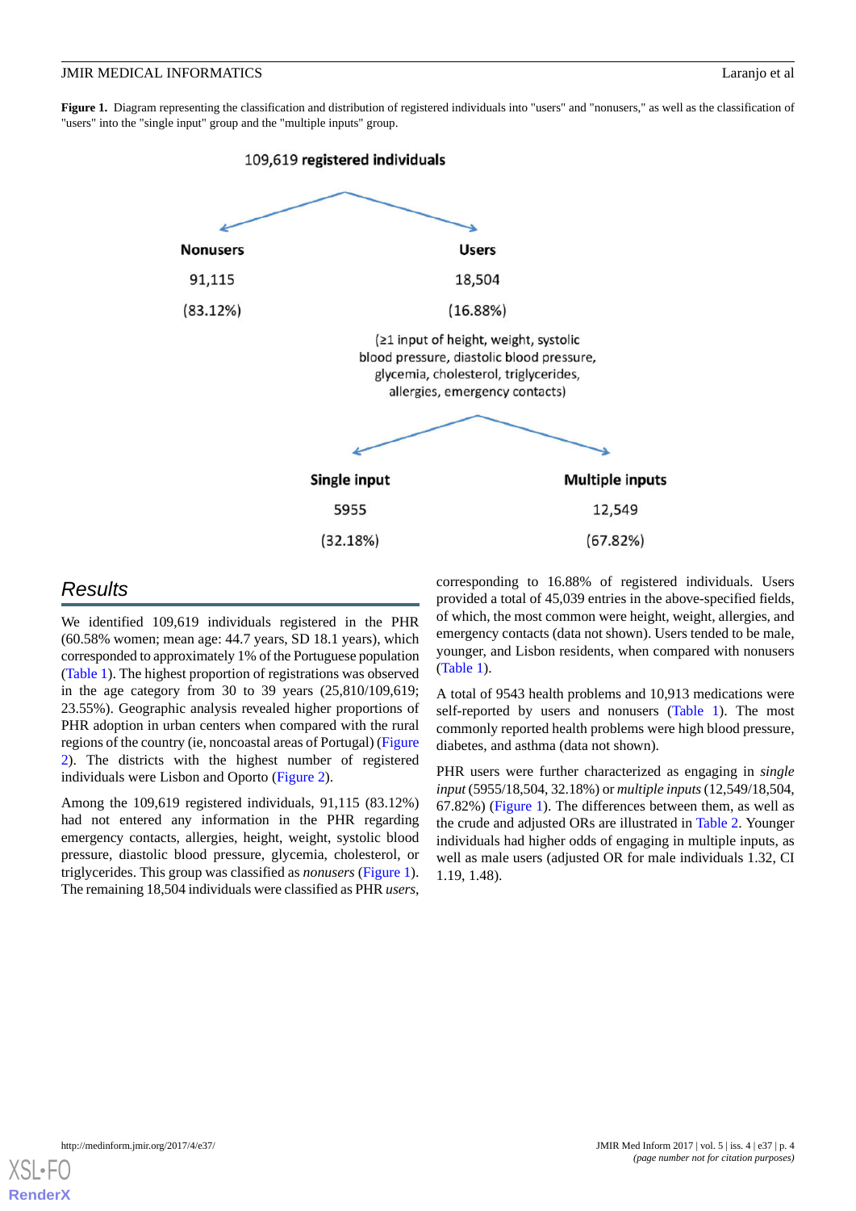**Figure 1.** Diagram representing the classification and distribution of registered individuals into "users" and "nonusers," as well as the classification of "users" into the "single input" group and the "multiple inputs" group.

109,619 **registered individuals**

**Nonusers** 91,115 (83.12%)

**Users** 18,504 (16.88%)

(≥1 input of height, weight, systolic blood pressure, diastolic blood pressure, glycemia, cholesterol, triglycerides, allergies, emergency contacts)

**Single input** 5955 (32.18%)

**Multiple inputs** 12,549 (67.82%)

## Results

We identified 109,619 individuals registered in the PHR (60.58% women; mean age: 44.7 years, SD 18.1 years), which corresponded to approximately 1% of the Portuguese population (Table 1). The highest proportion of registrations was observed in the age category from 30 to 39 years (25,810/109,619; 23.55%). Geographic analysis revealed higher proportions of PHR adoption in urban centers when compared with the rural regions of the country (ie, noncoastal areas of Portugal) (Figure 2). The districts with the highest number of registered individuals were Lisbon and Oporto (Figure 2).

Among the 109,619 registered individuals, 91,115 (83.12%) had not entered any information in the PHR regarding emergency contacts, allergies, height, weight, systolic blood pressure, diastolic blood pressure, glycemia, cholesterol, or triglycerides. This group was classified as *nonusers* (Figure 1). The remaining 18,504 individuals were classified as PHR *users*, corresponding to 16.88% of registered individuals. Users provided a total of 45,039 entries in the above-specified fields, of which, the most common were height, weight, allergies, and emergency contacts (data not shown). Users tended to be male, younger, and Lisbon residents, when compared with nonusers (Table 1).

A total of 9543 health problems and 10,913 medications were self-reported by users and nonusers (Table 1). The most commonly reported health problems were high blood pressure, diabetes, and asthma (data not shown).

PHR users were further characterized as engaging in *single input* (5955/18,504, 32.18%) or *multiple inputs* (12,549/18,504, 67.82%) (Figure 1). The differences between them, as well as the crude and adjusted ORs are illustrated in Table 2. Younger individuals had higher odds of engaging in multiple inputs, as well as male users (adjusted OR for male individuals 1.32, CI 1.19, 1.48).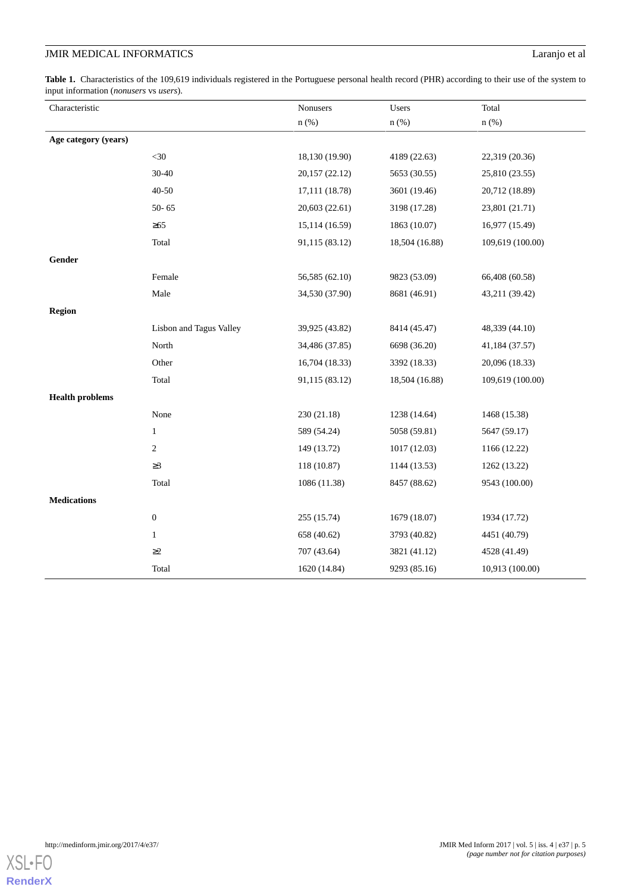**Table 1.** Characteristics of the 109,619 individuals registered in the Portuguese personal health record (PHR) according to their use of the system to input information (*nonusers* vs *users*).

| Characteristic | | Nonusers n (%) | Users n (%) | Total n (%) |
|---|---|---|---|---|
| **Age category (years)** | | | | |
| | <30 | 18,130 (19.90) | 4189 (22.63) | 22,319 (20.36) |
| | 30-40 | 20,157 (22.12) | 5653 (30.55) | 25,810 (23.55) |
| | 40-50 | 17,111 (18.78) | 3601 (19.46) | 20,712 (18.89) |
| | 50- 65 | 20,603 (22.61) | 3198 (17.28) | 23,801 (21.71) |
| | ≥65 | 15,114 (16.59) | 1863 (10.07) | 16,977 (15.49) |
| | Total | 91,115 (83.12) | 18,504 (16.88) | 109,619 (100.00) |
| **Gender** | | | | |
| | Female | 56,585 (62.10) | 9823 (53.09) | 66,408 (60.58) |
| | Male | 34,530 (37.90) | 8681 (46.91) | 43,211 (39.42) |
| **Region** | | | | |
| | Lisbon and Tagus Valley | 39,925 (43.82) | 8414 (45.47) | 48,339 (44.10) |
| | North | 34,486 (37.85) | 6698 (36.20) | 41,184 (37.57) |
| | Other | 16,704 (18.33) | 3392 (18.33) | 20,096 (18.33) |
| | Total | 91,115 (83.12) | 18,504 (16.88) | 109,619 (100.00) |
| **Health problems** | | | | |
| | None | 230 (21.18) | 1238 (14.64) | 1468 (15.38) |
| | 1 | 589 (54.24) | 5058 (59.81) | 5647 (59.17) |
| | 2 | 149 (13.72) | 1017 (12.03) | 1166 (12.22) |
| | ≥3 | 118 (10.87) | 1144 (13.53) | 1262 (13.22) |
| | Total | 1086 (11.38) | 8457 (88.62) | 9543 (100.00) |
| **Medications** | | | | |
| | 0 | 255 (15.74) | 1679 (18.07) | 1934 (17.72) |
| | 1 | 658 (40.62) | 3793 (40.82) | 4451 (40.79) |
| | ≥2 | 707 (43.64) | 3821 (41.12) | 4528 (41.49) |
| | Total | 1620 (14.84) | 9293 (85.16) | 10,913 (100.00) |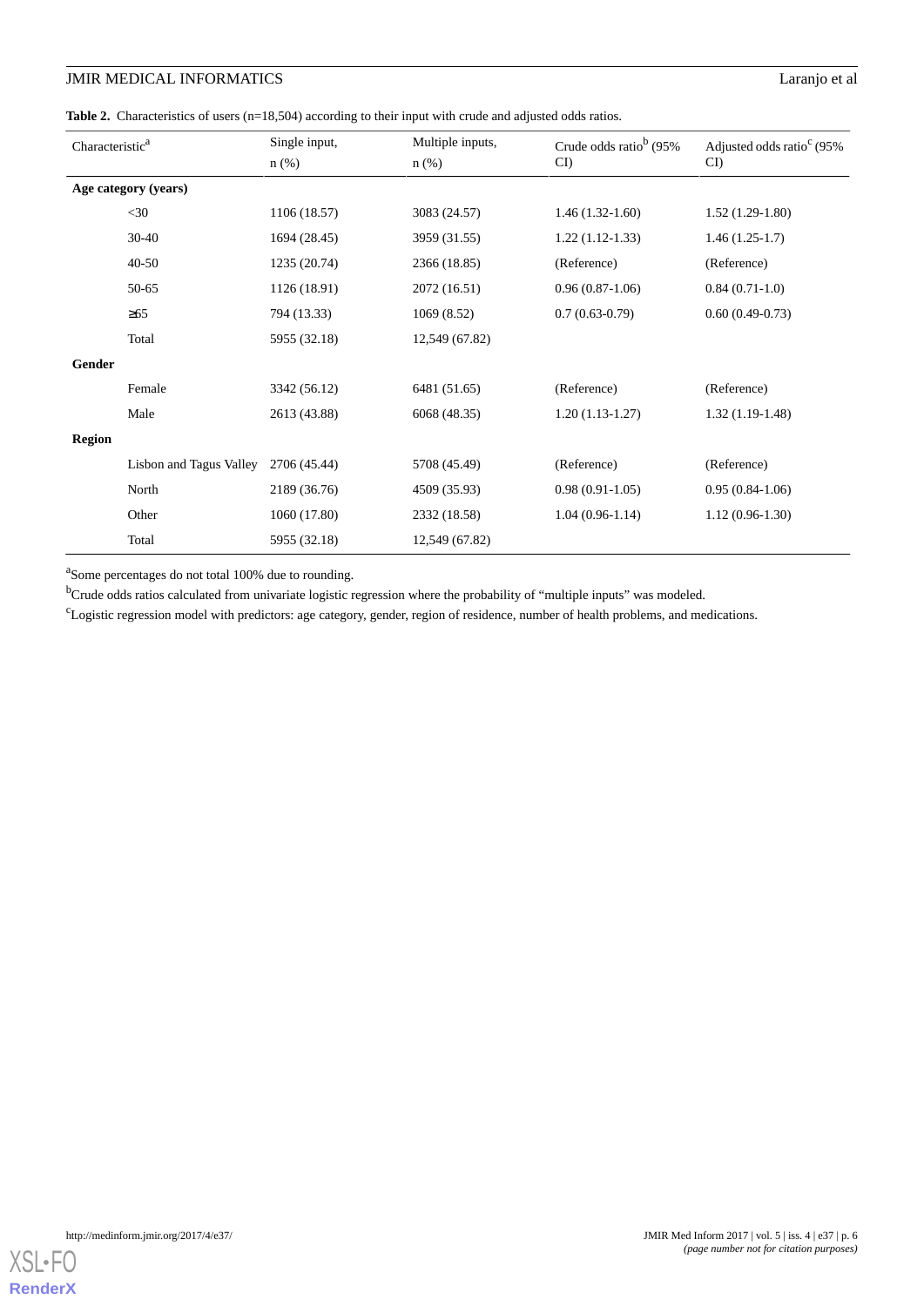**Table 2.** Characteristics of users (n=18,504) according to their input with crude and adjusted odds ratios.

| Characteristic[a] | Single input, n (%) | Multiple inputs, n (%) | Crude odds ratio[b] (95% CI) | Adjusted odds ratio[c] (95% CI) |
|---|---|---|---|---|
| **Age category (years)** | | | | |
| <30 | 1106 (18.57) | 3083 (24.57) | 1.46 (1.32-1.60) | 1.52 (1.29-1.80) |
| 30-40 | 1694 (28.45) | 3959 (31.55) | 1.22 (1.12-1.33) | 1.46 (1.25-1.7) |
| 40-50 | 1235 (20.74) | 2366 (18.85) | (Reference) | (Reference) |
| 50-65 | 1126 (18.91) | 2072 (16.51) | 0.96 (0.87-1.06) | 0.84 (0.71-1.0) |
| ≥65 | 794 (13.33) | 1069 (8.52) | 0.7 (0.63-0.79) | 0.60 (0.49-0.73) |
| Total | 5955 (32.18) | 12,549 (67.82) | | |
| **Gender** | | | | |
| Female | 3342 (56.12) | 6481 (51.65) | (Reference) | (Reference) |
| Male | 2613 (43.88) | 6068 (48.35) | 1.20 (1.13-1.27) | 1.32 (1.19-1.48) |
| **Region** | | | | |
| Lisbon and Tagus Valley | 2706 (45.44) | 5708 (45.49) | (Reference) | (Reference) |
| North | 2189 (36.76) | 4509 (35.93) | 0.98 (0.91-1.05) | 0.95 (0.84-1.06) |
| Other | 1060 (17.80) | 2332 (18.58) | 1.04 (0.96-1.14) | 1.12 (0.96-1.30) |
| Total | 5955 (32.18) | 12,549 (67.82) | | |

[a]Some percentages do not total 100% due to rounding.

[b]Crude odds ratios calculated from univariate logistic regression where the probability of “multiple inputs” was modeled.

[c]Logistic regression model with predictors: age category, gender, region of residence, number of health problems, and medications.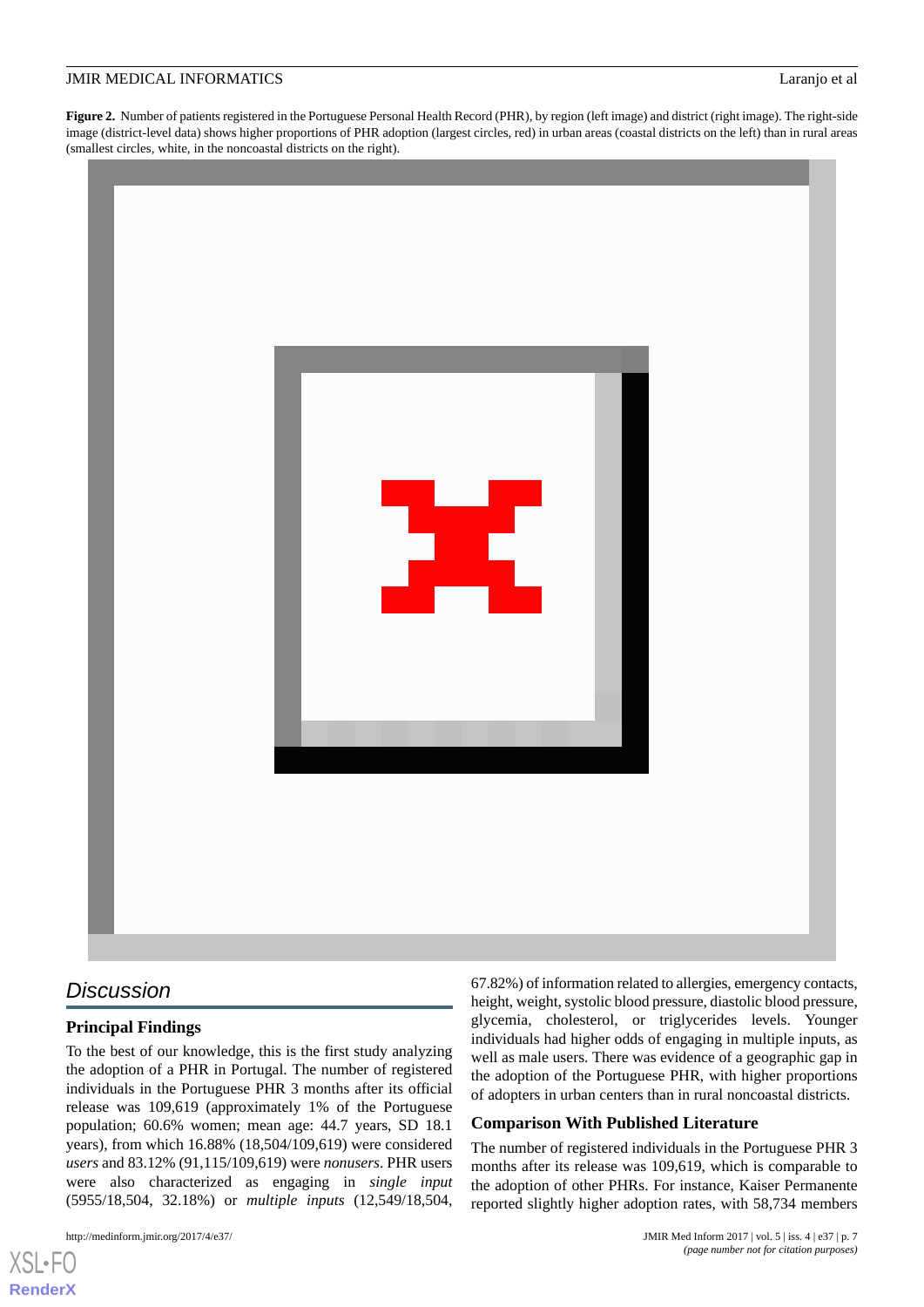**Figure 2.** Number of patients registered in the Portuguese Personal Health Record (PHR), by region (left image) and district (right image). The right-side image (district-level data) shows higher proportions of PHR adoption (largest circles, red) in urban areas (coastal districts on the left) than in rural areas (smallest circles, white, in the noncoastal districts on the right).

## Discussion

### Principal Findings

To the best of our knowledge, this is the first study analyzing the adoption of a PHR in Portugal. The number of registered individuals in the Portuguese PHR 3 months after its official release was 109,619 (approximately 1% of the Portuguese population; 60.6% women; mean age: 44.7 years, SD 18.1 years), from which 16.88% (18,504/109,619) were considered *users* and 83.12% (91,115/109,619) were *nonusers*. PHR users were also characterized as engaging in *single input* (5955/18,504, 32.18%) or *multiple inputs* (12,549/18,504, 67.82%) of information related to allergies, emergency contacts, height, weight, systolic blood pressure, diastolic blood pressure, glycemia, cholesterol, or triglycerides levels. Younger individuals had higher odds of engaging in multiple inputs, as well as male users. There was evidence of a geographic gap in the adoption of the Portuguese PHR, with higher proportions of adopters in urban centers than in rural noncoastal districts.

### Comparison With Published Literature

The number of registered individuals in the Portuguese PHR 3 months after its release was 109,619, which is comparable to the adoption of other PHRs. For instance, Kaiser Permanente reported slightly higher adoption rates, with 58,734 members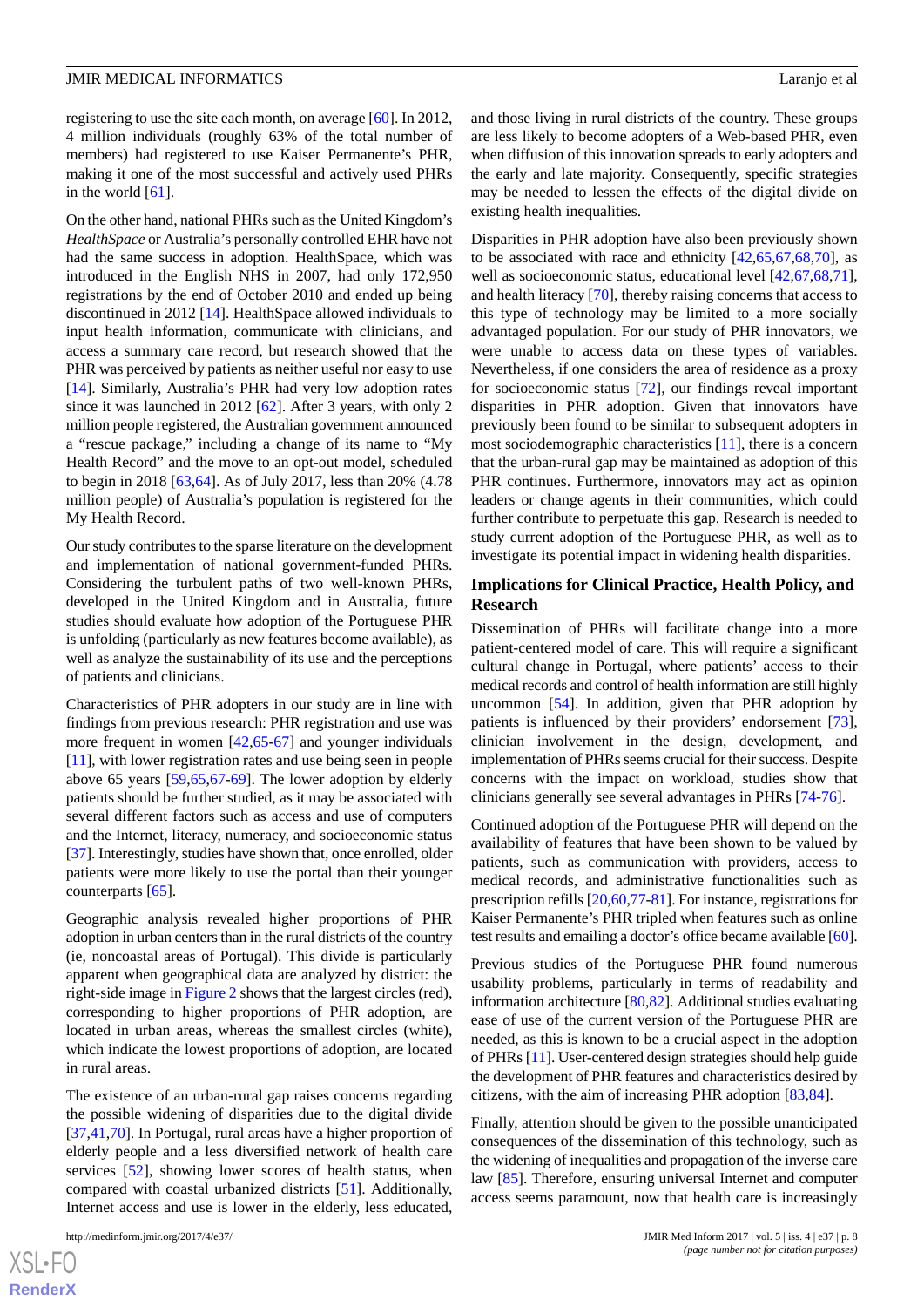registering to use the site each month, on average [60]. In 2012, 4 million individuals (roughly 63% of the total number of members) had registered to use Kaiser Permanente's PHR, making it one of the most successful and actively used PHRs in the world [61].

On the other hand, national PHRs such as the United Kingdom's *HealthSpace* or Australia's personally controlled EHR have not had the same success in adoption. HealthSpace, which was introduced in the English NHS in 2007, had only 172,950 registrations by the end of October 2010 and ended up being discontinued in 2012 [14]. HealthSpace allowed individuals to input health information, communicate with clinicians, and access a summary care record, but research showed that the PHR was perceived by patients as neither useful nor easy to use [14]. Similarly, Australia's PHR had very low adoption rates since it was launched in 2012 [62]. After 3 years, with only 2 million people registered, the Australian government announced a "rescue package," including a change of its name to "My Health Record" and the move to an opt-out model, scheduled to begin in 2018 [63,64]. As of July 2017, less than 20% (4.78 million people) of Australia's population is registered for the My Health Record.

Our study contributes to the sparse literature on the development and implementation of national government-funded PHRs. Considering the turbulent paths of two well-known PHRs, developed in the United Kingdom and in Australia, future studies should evaluate how adoption of the Portuguese PHR is unfolding (particularly as new features become available), as well as analyze the sustainability of its use and the perceptions of patients and clinicians.

Characteristics of PHR adopters in our study are in line with findings from previous research: PHR registration and use was more frequent in women [42,65-67] and younger individuals [11], with lower registration rates and use being seen in people above 65 years [59,65,67-69]. The lower adoption by elderly patients should be further studied, as it may be associated with several different factors such as access and use of computers and the Internet, literacy, numeracy, and socioeconomic status [37]. Interestingly, studies have shown that, once enrolled, older patients were more likely to use the portal than their younger counterparts [65].

Geographic analysis revealed higher proportions of PHR adoption in urban centers than in the rural districts of the country (ie, noncoastal areas of Portugal). This divide is particularly apparent when geographical data are analyzed by district: the right-side image in Figure 2 shows that the largest circles (red), corresponding to higher proportions of PHR adoption, are located in urban areas, whereas the smallest circles (white), which indicate the lowest proportions of adoption, are located in rural areas.

The existence of an urban-rural gap raises concerns regarding the possible widening of disparities due to the digital divide [37,41,70]. In Portugal, rural areas have a higher proportion of elderly people and a less diversified network of health care services [52], showing lower scores of health status, when compared with coastal urbanized districts [51]. Additionally, Internet access and use is lower in the elderly, less educated, and those living in rural districts of the country. These groups are less likely to become adopters of a Web-based PHR, even when diffusion of this innovation spreads to early adopters and the early and late majority. Consequently, specific strategies may be needed to lessen the effects of the digital divide on existing health inequalities.

Disparities in PHR adoption have also been previously shown to be associated with race and ethnicity [42,65,67,68,70], as well as socioeconomic status, educational level [42,67,68,71], and health literacy [70], thereby raising concerns that access to this type of technology may be limited to a more socially advantaged population. For our study of PHR innovators, we were unable to access data on these types of variables. Nevertheless, if one considers the area of residence as a proxy for socioeconomic status [72], our findings reveal important disparities in PHR adoption. Given that innovators have previously been found to be similar to subsequent adopters in most sociodemographic characteristics [11], there is a concern that the urban-rural gap may be maintained as adoption of this PHR continues. Furthermore, innovators may act as opinion leaders or change agents in their communities, which could further contribute to perpetuate this gap. Research is needed to study current adoption of the Portuguese PHR, as well as to investigate its potential impact in widening health disparities.

## Implications for Clinical Practice, Health Policy, and Research

Dissemination of PHRs will facilitate change into a more patient-centered model of care. This will require a significant cultural change in Portugal, where patients' access to their medical records and control of health information are still highly uncommon [54]. In addition, given that PHR adoption by patients is influenced by their providers' endorsement [73], clinician involvement in the design, development, and implementation of PHRs seems crucial for their success. Despite concerns with the impact on workload, studies show that clinicians generally see several advantages in PHRs [74-76].

Continued adoption of the Portuguese PHR will depend on the availability of features that have been shown to be valued by patients, such as communication with providers, access to medical records, and administrative functionalities such as prescription refills [20,60,77-81]. For instance, registrations for Kaiser Permanente's PHR tripled when features such as online test results and emailing a doctor's office became available [60].

Previous studies of the Portuguese PHR found numerous usability problems, particularly in terms of readability and information architecture [80,82]. Additional studies evaluating ease of use of the current version of the Portuguese PHR are needed, as this is known to be a crucial aspect in the adoption of PHRs [11]. User-centered design strategies should help guide the development of PHR features and characteristics desired by citizens, with the aim of increasing PHR adoption [83,84].

Finally, attention should be given to the possible unanticipated consequences of the dissemination of this technology, such as the widening of inequalities and propagation of the inverse care law [85]. Therefore, ensuring universal Internet and computer access seems paramount, now that health care is increasingly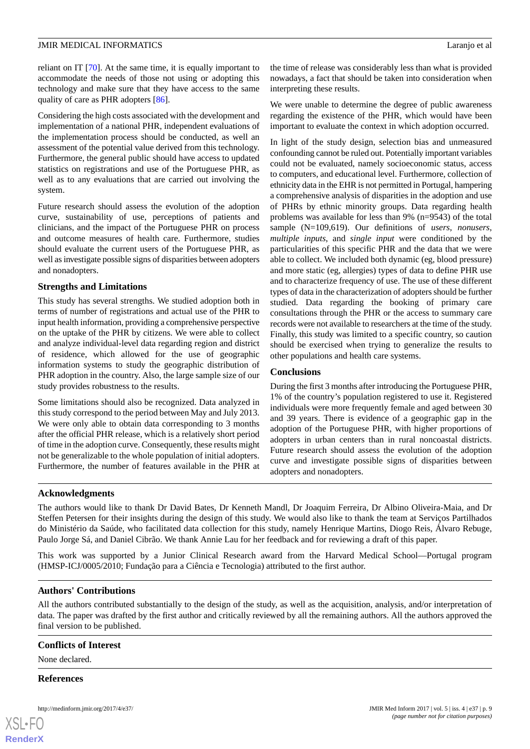reliant on IT [70]. At the same time, it is equally important to accommodate the needs of those not using or adopting this technology and make sure that they have access to the same quality of care as PHR adopters [86].

Considering the high costs associated with the development and implementation of a national PHR, independent evaluations of the implementation process should be conducted, as well an assessment of the potential value derived from this technology. Furthermore, the general public should have access to updated statistics on registrations and use of the Portuguese PHR, as well as to any evaluations that are carried out involving the system.

Future research should assess the evolution of the adoption curve, sustainability of use, perceptions of patients and clinicians, and the impact of the Portuguese PHR on process and outcome measures of health care. Furthermore, studies should evaluate the current users of the Portuguese PHR, as well as investigate possible signs of disparities between adopters and nonadopters.

### Strengths and Limitations

This study has several strengths. We studied adoption both in terms of number of registrations and actual use of the PHR to input health information, providing a comprehensive perspective on the uptake of the PHR by citizens. We were able to collect and analyze individual-level data regarding region and district of residence, which allowed for the use of geographic information systems to study the geographic distribution of PHR adoption in the country. Also, the large sample size of our study provides robustness to the results.

Some limitations should also be recognized. Data analyzed in this study correspond to the period between May and July 2013. We were only able to obtain data corresponding to 3 months after the official PHR release, which is a relatively short period of time in the adoption curve. Consequently, these results might not be generalizable to the whole population of initial adopters. Furthermore, the number of features available in the PHR at the time of release was considerably less than what is provided nowadays, a fact that should be taken into consideration when interpreting these results.

We were unable to determine the degree of public awareness regarding the existence of the PHR, which would have been important to evaluate the context in which adoption occurred.

In light of the study design, selection bias and unmeasured confounding cannot be ruled out. Potentially important variables could not be evaluated, namely socioeconomic status, access to computers, and educational level. Furthermore, collection of ethnicity data in the EHR is not permitted in Portugal, hampering a comprehensive analysis of disparities in the adoption and use of PHRs by ethnic minority groups. Data regarding health problems was available for less than 9% (n=9543) of the total sample (N=109,619). Our definitions of *users*, *nonusers*, *multiple inputs*, and *single input* were conditioned by the particularities of this specific PHR and the data that we were able to collect. We included both dynamic (eg, blood pressure) and more static (eg, allergies) types of data to define PHR use and to characterize frequency of use. The use of these different types of data in the characterization of adopters should be further studied. Data regarding the booking of primary care consultations through the PHR or the access to summary care records were not available to researchers at the time of the study. Finally, this study was limited to a specific country, so caution should be exercised when trying to generalize the results to other populations and health care systems.

### Conclusions

During the first 3 months after introducing the Portuguese PHR, 1% of the country's population registered to use it. Registered individuals were more frequently female and aged between 30 and 39 years. There is evidence of a geographic gap in the adoption of the Portuguese PHR, with higher proportions of adopters in urban centers than in rural noncoastal districts. Future research should assess the evolution of the adoption curve and investigate possible signs of disparities between adopters and nonadopters.

## Acknowledgments

The authors would like to thank Dr David Bates, Dr Kenneth Mandl, Dr Joaquim Ferreira, Dr Albino Oliveira-Maia, and Dr Steffen Petersen for their insights during the design of this study. We would also like to thank the team at Serviços Partilhados do Ministério da Saúde, who facilitated data collection for this study, namely Henrique Martins, Diogo Reis, Álvaro Rebuge, Paulo Jorge Sá, and Daniel Cibrão. We thank Annie Lau for her feedback and for reviewing a draft of this paper.

This work was supported by a Junior Clinical Research award from the Harvard Medical School—Portugal program (HMSP-ICJ/0005/2010; Fundação para a Ciência e Tecnologia) attributed to the first author.

## Authors' Contributions

All the authors contributed substantially to the design of the study, as well as the acquisition, analysis, and/or interpretation of data. The paper was drafted by the first author and critically reviewed by all the remaining authors. All the authors approved the final version to be published.

## Conflicts of Interest

None declared.

## References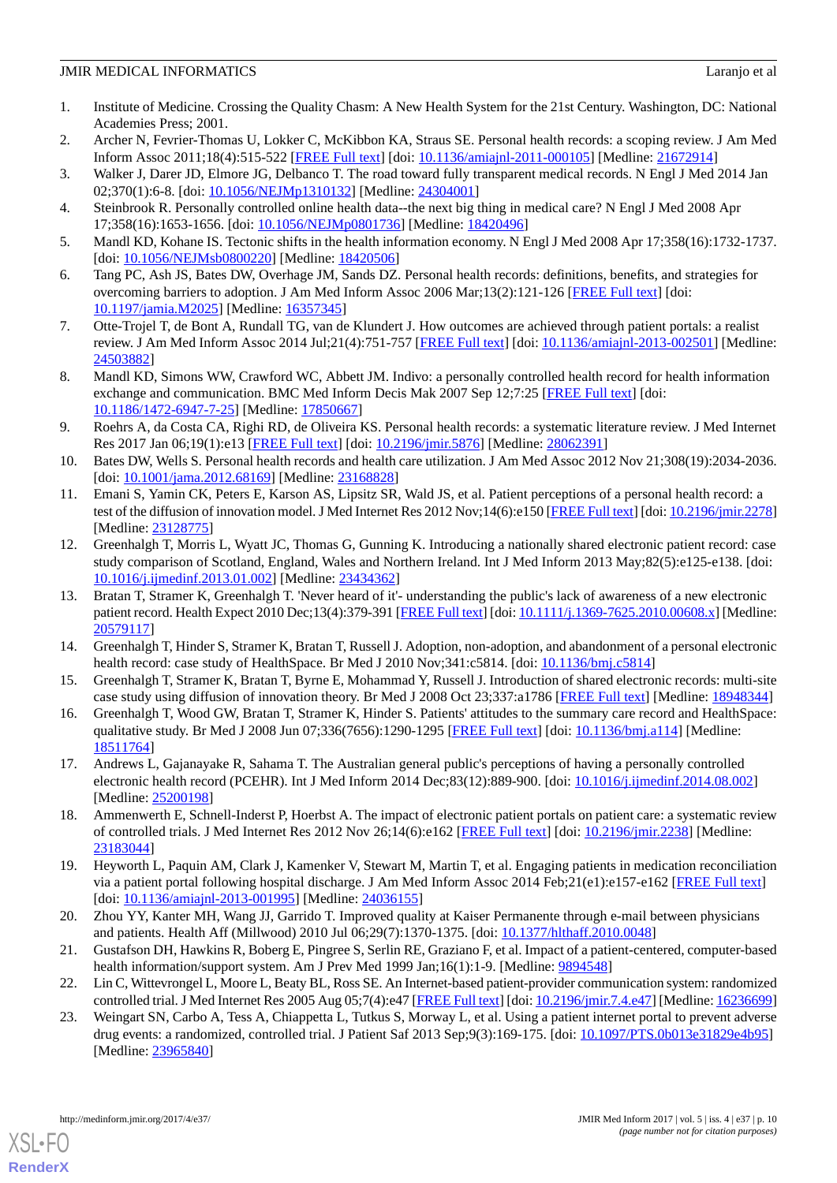1. Institute of Medicine. Crossing the Quality Chasm: A New Health System for the 21st Century. Washington, DC: National Academies Press; 2001.
2. Archer N, Fevrier-Thomas U, Lokker C, McKibbon KA, Straus SE. Personal health records: a scoping review. J Am Med Inform Assoc 2011;18(4):515-522 [FREE Full text] [doi: 10.1136/amiajnl-2011-000105] [Medline: 21672914]
3. Walker J, Darer JD, Elmore JG, Delbanco T. The road toward fully transparent medical records. N Engl J Med 2014 Jan 02;370(1):6-8. [doi: 10.1056/NEJMp1310132] [Medline: 24304001]
4. Steinbrook R. Personally controlled online health data--the next big thing in medical care? N Engl J Med 2008 Apr 17;358(16):1653-1656. [doi: 10.1056/NEJMp0801736] [Medline: 18420496]
5. Mandl KD, Kohane IS. Tectonic shifts in the health information economy. N Engl J Med 2008 Apr 17;358(16):1732-1737. [doi: 10.1056/NEJMsb0800220] [Medline: 18420506]
6. Tang PC, Ash JS, Bates DW, Overhage JM, Sands DZ. Personal health records: definitions, benefits, and strategies for overcoming barriers to adoption. J Am Med Inform Assoc 2006 Mar;13(2):121-126 [FREE Full text] [doi: 10.1197/jamia.M2025] [Medline: 16357345]
7. Otte-Trojel T, de Bont A, Rundall TG, van de Klundert J. How outcomes are achieved through patient portals: a realist review. J Am Med Inform Assoc 2014 Jul;21(4):751-757 [FREE Full text] [doi: 10.1136/amiajnl-2013-002501] [Medline: 24503882]
8. Mandl KD, Simons WW, Crawford WC, Abbett JM. Indivo: a personally controlled health record for health information exchange and communication. BMC Med Inform Decis Mak 2007 Sep 12;7:25 [FREE Full text] [doi: 10.1186/1472-6947-7-25] [Medline: 17850667]
9. Roehrs A, da Costa CA, Righi RD, de Oliveira KS. Personal health records: a systematic literature review. J Med Internet Res 2017 Jan 06;19(1):e13 [FREE Full text] [doi: 10.2196/jmir.5876] [Medline: 28062391]
10. Bates DW, Wells S. Personal health records and health care utilization. J Am Med Assoc 2012 Nov 21;308(19):2034-2036. [doi: 10.1001/jama.2012.68169] [Medline: 23168828]
11. Emani S, Yamin CK, Peters E, Karson AS, Lipsitz SR, Wald JS, et al. Patient perceptions of a personal health record: a test of the diffusion of innovation model. J Med Internet Res 2012 Nov;14(6):e150 [FREE Full text] [doi: 10.2196/jmir.2278] [Medline: 23128775]
12. Greenhalgh T, Morris L, Wyatt JC, Thomas G, Gunning K. Introducing a nationally shared electronic patient record: case study comparison of Scotland, England, Wales and Northern Ireland. Int J Med Inform 2013 May;82(5):e125-e138. [doi: 10.1016/j.ijmedinf.2013.01.002] [Medline: 23434362]
13. Bratan T, Stramer K, Greenhalgh T. 'Never heard of it'- understanding the public's lack of awareness of a new electronic patient record. Health Expect 2010 Dec;13(4):379-391 [FREE Full text] [doi: 10.1111/j.1369-7625.2010.00608.x] [Medline: 20579117]
14. Greenhalgh T, Hinder S, Stramer K, Bratan T, Russell J. Adoption, non-adoption, and abandonment of a personal electronic health record: case study of HealthSpace. Br Med J 2010 Nov;341:c5814. [doi: 10.1136/bmj.c5814]
15. Greenhalgh T, Stramer K, Bratan T, Byrne E, Mohammad Y, Russell J. Introduction of shared electronic records: multi-site case study using diffusion of innovation theory. Br Med J 2008 Oct 23;337:a1786 [FREE Full text] [Medline: 18948344]
16. Greenhalgh T, Wood GW, Bratan T, Stramer K, Hinder S. Patients' attitudes to the summary care record and HealthSpace: qualitative study. Br Med J 2008 Jun 07;336(7656):1290-1295 [FREE Full text] [doi: 10.1136/bmj.a114] [Medline: 18511764]
17. Andrews L, Gajanayake R, Sahama T. The Australian general public's perceptions of having a personally controlled electronic health record (PCEHR). Int J Med Inform 2014 Dec;83(12):889-900. [doi: 10.1016/j.ijmedinf.2014.08.002] [Medline: 25200198]
18. Ammenwerth E, Schnell-Inderst P, Hoerbst A. The impact of electronic patient portals on patient care: a systematic review of controlled trials. J Med Internet Res 2012 Nov 26;14(6):e162 [FREE Full text] [doi: 10.2196/jmir.2238] [Medline: 23183044]
19. Heyworth L, Paquin AM, Clark J, Kamenker V, Stewart M, Martin T, et al. Engaging patients in medication reconciliation via a patient portal following hospital discharge. J Am Med Inform Assoc 2014 Feb;21(e1):e157-e162 [FREE Full text] [doi: 10.1136/amiajnl-2013-001995] [Medline: 24036155]
20. Zhou YY, Kanter MH, Wang JJ, Garrido T. Improved quality at Kaiser Permanente through e-mail between physicians and patients. Health Aff (Millwood) 2010 Jul 06;29(7):1370-1375. [doi: 10.1377/hlthaff.2010.0048]
21. Gustafson DH, Hawkins R, Boberg E, Pingree S, Serlin RE, Graziano F, et al. Impact of a patient-centered, computer-based health information/support system. Am J Prev Med 1999 Jan;16(1):1-9. [Medline: 9894548]
22. Lin C, Wittevrongel L, Moore L, Beaty BL, Ross SE. An Internet-based patient-provider communication system: randomized controlled trial. J Med Internet Res 2005 Aug 05;7(4):e47 [FREE Full text] [doi: 10.2196/jmir.7.4.e47] [Medline: 16236699]
23. Weingart SN, Carbo A, Tess A, Chiappetta L, Tutkus S, Morway L, et al. Using a patient internet portal to prevent adverse drug events: a randomized, controlled trial. J Patient Saf 2013 Sep;9(3):169-175. [doi: 10.1097/PTS.0b013e31829e4b95] [Medline: 23965840]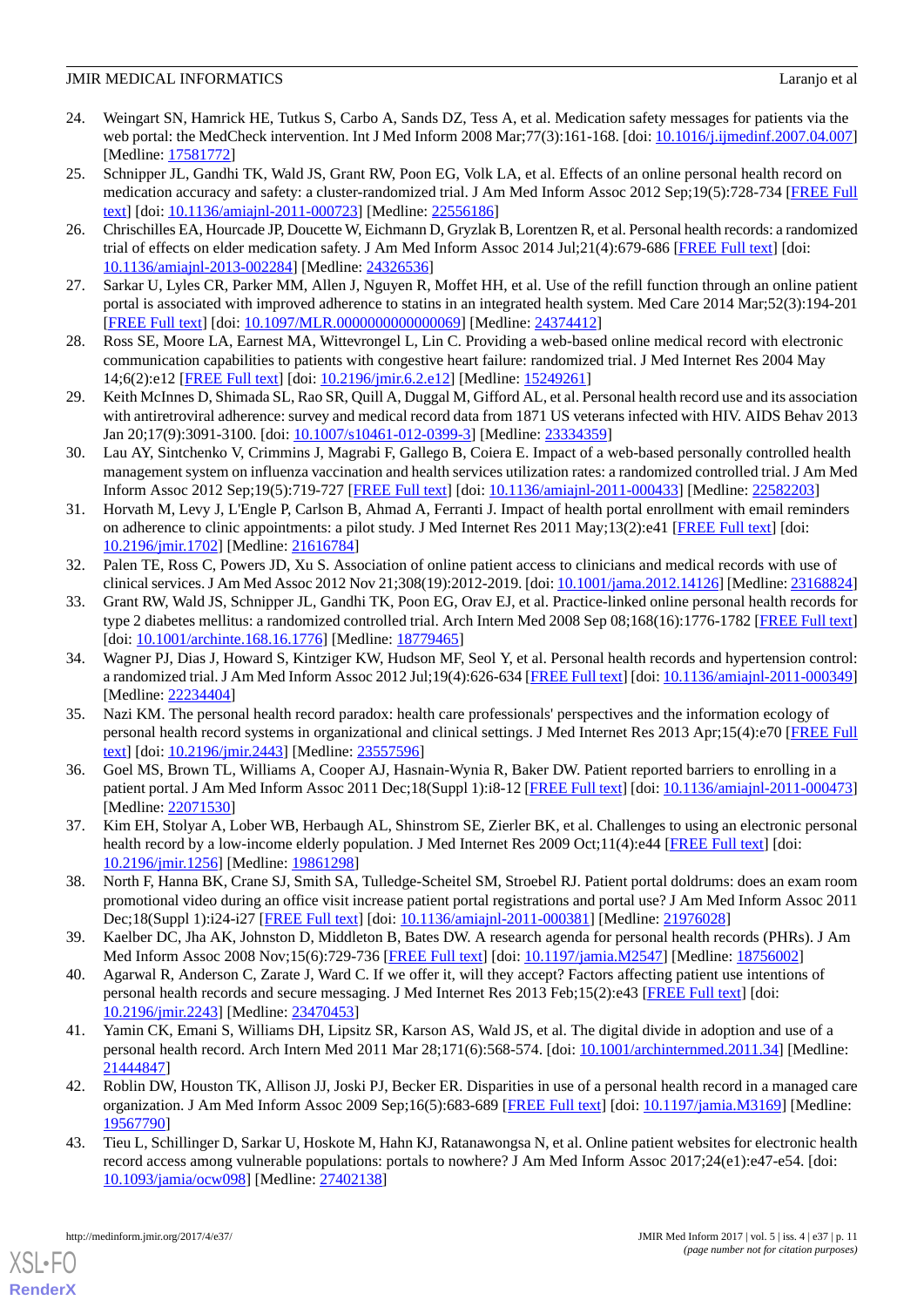24. Weingart SN, Hamrick HE, Tutkus S, Carbo A, Sands DZ, Tess A, et al. Medication safety messages for patients via the web portal: the MedCheck intervention. Int J Med Inform 2008 Mar;77(3):161-168. [doi: 10.1016/j.ijmedinf.2007.04.007] [Medline: 17581772]
25. Schnipper JL, Gandhi TK, Wald JS, Grant RW, Poon EG, Volk LA, et al. Effects of an online personal health record on medication accuracy and safety: a cluster-randomized trial. J Am Med Inform Assoc 2012 Sep;19(5):728-734 [FREE Full text] [doi: 10.1136/amiajnl-2011-000723] [Medline: 22556186]
26. Chrischilles EA, Hourcade JP, Doucette W, Eichmann D, Gryzlak B, Lorentzen R, et al. Personal health records: a randomized trial of effects on elder medication safety. J Am Med Inform Assoc 2014 Jul;21(4):679-686 [FREE Full text] [doi: 10.1136/amiajnl-2013-002284] [Medline: 24326536]
27. Sarkar U, Lyles CR, Parker MM, Allen J, Nguyen R, Moffet HH, et al. Use of the refill function through an online patient portal is associated with improved adherence to statins in an integrated health system. Med Care 2014 Mar;52(3):194-201 [FREE Full text] [doi: 10.1097/MLR.0000000000000069] [Medline: 24374412]
28. Ross SE, Moore LA, Earnest MA, Wittevrongel L, Lin C. Providing a web-based online medical record with electronic communication capabilities to patients with congestive heart failure: randomized trial. J Med Internet Res 2004 May 14;6(2):e12 [FREE Full text] [doi: 10.2196/jmir.6.2.e12] [Medline: 15249261]
29. Keith McInnes D, Shimada SL, Rao SR, Quill A, Duggal M, Gifford AL, et al. Personal health record use and its association with antiretroviral adherence: survey and medical record data from 1871 US veterans infected with HIV. AIDS Behav 2013 Jan 20;17(9):3091-3100. [doi: 10.1007/s10461-012-0399-3] [Medline: 23334359]
30. Lau AY, Sintchenko V, Crimmins J, Magrabi F, Gallego B, Coiera E. Impact of a web-based personally controlled health management system on influenza vaccination and health services utilization rates: a randomized controlled trial. J Am Med Inform Assoc 2012 Sep;19(5):719-727 [FREE Full text] [doi: 10.1136/amiajnl-2011-000433] [Medline: 22582203]
31. Horvath M, Levy J, L'Engle P, Carlson B, Ahmad A, Ferranti J. Impact of health portal enrollment with email reminders on adherence to clinic appointments: a pilot study. J Med Internet Res 2011 May;13(2):e41 [FREE Full text] [doi: 10.2196/jmir.1702] [Medline: 21616784]
32. Palen TE, Ross C, Powers JD, Xu S. Association of online patient access to clinicians and medical records with use of clinical services. J Am Med Assoc 2012 Nov 21;308(19):2012-2019. [doi: 10.1001/jama.2012.14126] [Medline: 23168824]
33. Grant RW, Wald JS, Schnipper JL, Gandhi TK, Poon EG, Orav EJ, et al. Practice-linked online personal health records for type 2 diabetes mellitus: a randomized controlled trial. Arch Intern Med 2008 Sep 08;168(16):1776-1782 [FREE Full text] [doi: 10.1001/archinte.168.16.1776] [Medline: 18779465]
34. Wagner PJ, Dias J, Howard S, Kintziger KW, Hudson MF, Seol Y, et al. Personal health records and hypertension control: a randomized trial. J Am Med Inform Assoc 2012 Jul;19(4):626-634 [FREE Full text] [doi: 10.1136/amiajnl-2011-000349] [Medline: 22234404]
35. Nazi KM. The personal health record paradox: health care professionals' perspectives and the information ecology of personal health record systems in organizational and clinical settings. J Med Internet Res 2013 Apr;15(4):e70 [FREE Full text] [doi: 10.2196/jmir.2443] [Medline: 23557596]
36. Goel MS, Brown TL, Williams A, Cooper AJ, Hasnain-Wynia R, Baker DW. Patient reported barriers to enrolling in a patient portal. J Am Med Inform Assoc 2011 Dec;18(Suppl 1):i8-12 [FREE Full text] [doi: 10.1136/amiajnl-2011-000473] [Medline: 22071530]
37. Kim EH, Stolyar A, Lober WB, Herbaugh AL, Shinstrom SE, Zierler BK, et al. Challenges to using an electronic personal health record by a low-income elderly population. J Med Internet Res 2009 Oct;11(4):e44 [FREE Full text] [doi: 10.2196/jmir.1256] [Medline: 19861298]
38. North F, Hanna BK, Crane SJ, Smith SA, Tulledge-Scheitel SM, Stroebel RJ. Patient portal doldrums: does an exam room promotional video during an office visit increase patient portal registrations and portal use? J Am Med Inform Assoc 2011 Dec;18(Suppl 1):i24-i27 [FREE Full text] [doi: 10.1136/amiajnl-2011-000381] [Medline: 21976028]
39. Kaelber DC, Jha AK, Johnston D, Middleton B, Bates DW. A research agenda for personal health records (PHRs). J Am Med Inform Assoc 2008 Nov;15(6):729-736 [FREE Full text] [doi: 10.1197/jamia.M2547] [Medline: 18756002]
40. Agarwal R, Anderson C, Zarate J, Ward C. If we offer it, will they accept? Factors affecting patient use intentions of personal health records and secure messaging. J Med Internet Res 2013 Feb;15(2):e43 [FREE Full text] [doi: 10.2196/jmir.2243] [Medline: 23470453]
41. Yamin CK, Emani S, Williams DH, Lipsitz SR, Karson AS, Wald JS, et al. The digital divide in adoption and use of a personal health record. Arch Intern Med 2011 Mar 28;171(6):568-574. [doi: 10.1001/archinternmed.2011.34] [Medline: 21444847]
42. Roblin DW, Houston TK, Allison JJ, Joski PJ, Becker ER. Disparities in use of a personal health record in a managed care organization. J Am Med Inform Assoc 2009 Sep;16(5):683-689 [FREE Full text] [doi: 10.1197/jamia.M3169] [Medline: 19567790]
43. Tieu L, Schillinger D, Sarkar U, Hoskote M, Hahn KJ, Ratanawongsa N, et al. Online patient websites for electronic health record access among vulnerable populations: portals to nowhere? J Am Med Inform Assoc 2017;24(e1):e47-e54. [doi: 10.1093/jamia/ocw098] [Medline: 27402138]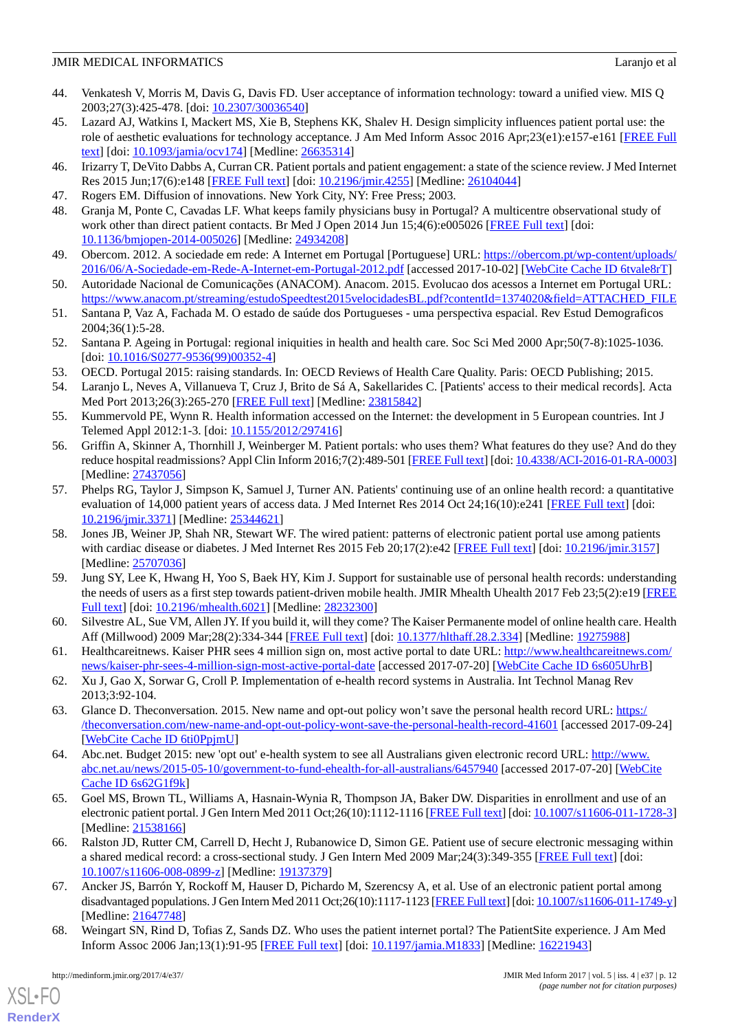44. Venkatesh V, Morris M, Davis G, Davis FD. User acceptance of information technology: toward a unified view. MIS Q 2003;27(3):425-478. [doi: 10.2307/30036540]
45. Lazard AJ, Watkins I, Mackert MS, Xie B, Stephens KK, Shalev H. Design simplicity influences patient portal use: the role of aesthetic evaluations for technology acceptance. J Am Med Inform Assoc 2016 Apr;23(e1):e157-e161 [FREE Full text] [doi: 10.1093/jamia/ocv174] [Medline: 26635314]
46. Irizarry T, DeVito Dabbs A, Curran CR. Patient portals and patient engagement: a state of the science review. J Med Internet Res 2015 Jun;17(6):e148 [FREE Full text] [doi: 10.2196/jmir.4255] [Medline: 26104044]
47. Rogers EM. Diffusion of innovations. New York City, NY: Free Press; 2003.
48. Granja M, Ponte C, Cavadas LF. What keeps family physicians busy in Portugal? A multicentre observational study of work other than direct patient contacts. Br Med J Open 2014 Jun 15;4(6):e005026 [FREE Full text] [doi: 10.1136/bmjopen-2014-005026] [Medline: 24934208]
49. Obercom. 2012. A sociedade em rede: A Internet em Portugal [Portuguese] URL: https://obercom.pt/wp-content/uploads/2016/06/A-Sociedade-em-Rede-A-Internet-em-Portugal-2012.pdf [accessed 2017-10-02] [WebCite Cache ID 6tvale8rT]
50. Autoridade Nacional de Comunicações (ANACOM). Anacom. 2015. Evolucao dos acessos a Internet em Portugal URL: https://www.anacom.pt/streaming/estudoSpeedtest2015velocidadesBL.pdf?contentId=1374020&field=ATTACHED_FILE
51. Santana P, Vaz A, Fachada M. O estado de saúde dos Portugueses - uma perspectiva espacial. Rev Estud Demograficos 2004;36(1):5-28.
52. Santana P. Ageing in Portugal: regional iniquities in health and health care. Soc Sci Med 2000 Apr;50(7-8):1025-1036. [doi: 10.1016/S0277-9536(99)00352-4]
53. OECD. Portugal 2015: raising standards. In: OECD Reviews of Health Care Quality. Paris: OECD Publishing; 2015.
54. Laranjo L, Neves A, Villanueva T, Cruz J, Brito de Sá A, Sakellarides C. [Patients' access to their medical records]. Acta Med Port 2013;26(3):265-270 [FREE Full text] [Medline: 23815842]
55. Kummervold PE, Wynn R. Health information accessed on the Internet: the development in 5 European countries. Int J Telemed Appl 2012:1-3. [doi: 10.1155/2012/297416]
56. Griffin A, Skinner A, Thornhill J, Weinberger M. Patient portals: who uses them? What features do they use? And do they reduce hospital readmissions? Appl Clin Inform 2016;7(2):489-501 [FREE Full text] [doi: 10.4338/ACI-2016-01-RA-0003] [Medline: 27437056]
57. Phelps RG, Taylor J, Simpson K, Samuel J, Turner AN. Patients' continuing use of an online health record: a quantitative evaluation of 14,000 patient years of access data. J Med Internet Res 2014 Oct 24;16(10):e241 [FREE Full text] [doi: 10.2196/jmir.3371] [Medline: 25344621]
58. Jones JB, Weiner JP, Shah NR, Stewart WF. The wired patient: patterns of electronic patient portal use among patients with cardiac disease or diabetes. J Med Internet Res 2015 Feb 20;17(2):e42 [FREE Full text] [doi: 10.2196/jmir.3157] [Medline: 25707036]
59. Jung SY, Lee K, Hwang H, Yoo S, Baek HY, Kim J. Support for sustainable use of personal health records: understanding the needs of users as a first step towards patient-driven mobile health. JMIR Mhealth Uhealth 2017 Feb 23;5(2):e19 [FREE Full text] [doi: 10.2196/mhealth.6021] [Medline: 28232300]
60. Silvestre AL, Sue VM, Allen JY. If you build it, will they come? The Kaiser Permanente model of online health care. Health Aff (Millwood) 2009 Mar;28(2):334-344 [FREE Full text] [doi: 10.1377/hlthaff.28.2.334] [Medline: 19275988]
61. Healthcareitnews. Kaiser PHR sees 4 million sign on, most active portal to date URL: http://www.healthcareitnews.com/news/kaiser-phr-sees-4-million-sign-most-active-portal-date [accessed 2017-07-20] [WebCite Cache ID 6s605UhrB]
62. Xu J, Gao X, Sorwar G, Croll P. Implementation of e-health record systems in Australia. Int Technol Manag Rev 2013;3:92-104.
63. Glance D. Theconversation. 2015. New name and opt-out policy won't save the personal health record URL: https://theconversation.com/new-name-and-opt-out-policy-wont-save-the-personal-health-record-41601 [accessed 2017-09-24] [WebCite Cache ID 6ti0PpjmU]
64. Abc.net. Budget 2015: new 'opt out' e-health system to see all Australians given electronic record URL: http://www.abc.net.au/news/2015-05-10/government-to-fund-ehealth-for-all-australians/6457940 [accessed 2017-07-20] [WebCite Cache ID 6s62G1f9k]
65. Goel MS, Brown TL, Williams A, Hasnain-Wynia R, Thompson JA, Baker DW. Disparities in enrollment and use of an electronic patient portal. J Gen Intern Med 2011 Oct;26(10):1112-1116 [FREE Full text] [doi: 10.1007/s11606-011-1728-3] [Medline: 21538166]
66. Ralston JD, Rutter CM, Carrell D, Hecht J, Rubanowice D, Simon GE. Patient use of secure electronic messaging within a shared medical record: a cross-sectional study. J Gen Intern Med 2009 Mar;24(3):349-355 [FREE Full text] [doi: 10.1007/s11606-008-0899-z] [Medline: 19137379]
67. Ancker JS, Barrón Y, Rockoff M, Hauser D, Pichardo M, Szerencsy A, et al. Use of an electronic patient portal among disadvantaged populations. J Gen Intern Med 2011 Oct;26(10):1117-1123 [FREE Full text] [doi: 10.1007/s11606-011-1749-y] [Medline: 21647748]
68. Weingart SN, Rind D, Tofias Z, Sands DZ. Who uses the patient internet portal? The PatientSite experience. J Am Med Inform Assoc 2006 Jan;13(1):91-95 [FREE Full text] [doi: 10.1197/jamia.M1833] [Medline: 16221943]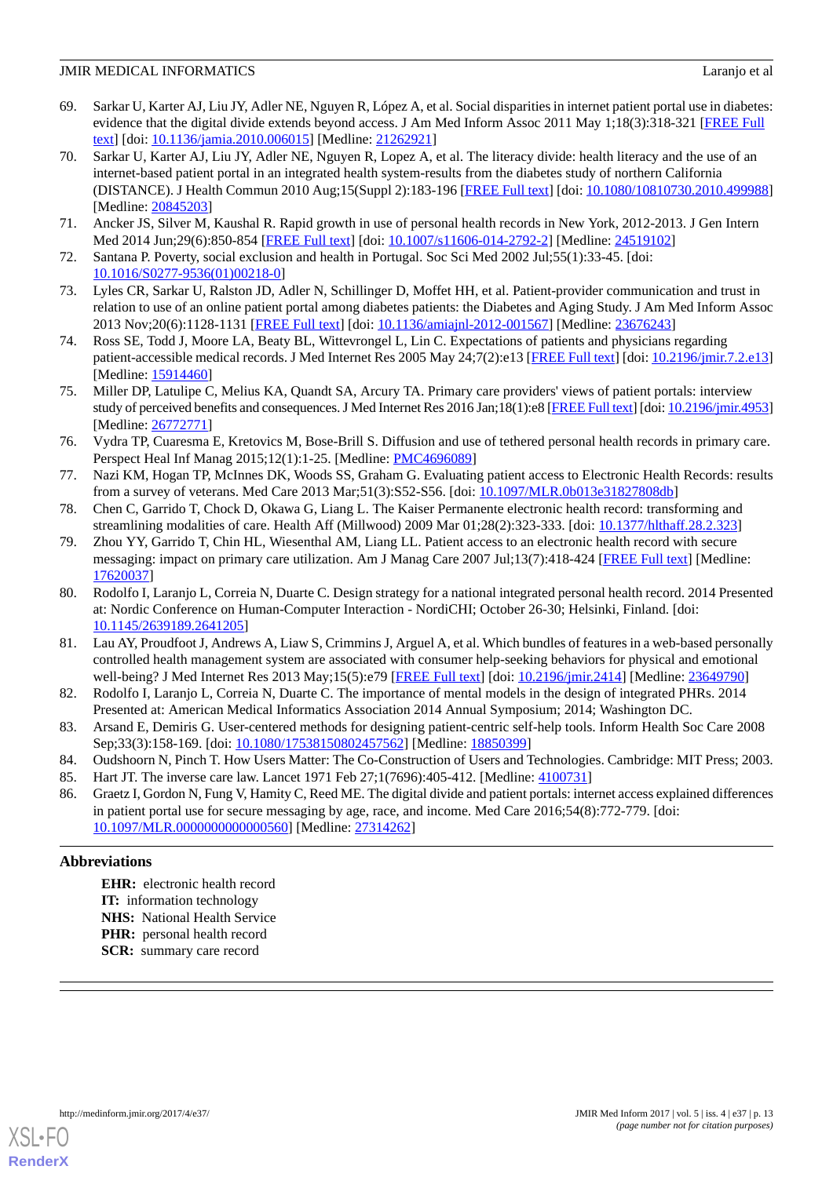69. Sarkar U, Karter AJ, Liu JY, Adler NE, Nguyen R, López A, et al. Social disparities in internet patient portal use in diabetes: evidence that the digital divide extends beyond access. J Am Med Inform Assoc 2011 May 1;18(3):318-321 [FREE Full text] [doi: 10.1136/jamia.2010.006015] [Medline: 21262921]
70. Sarkar U, Karter AJ, Liu JY, Adler NE, Nguyen R, Lopez A, et al. The literacy divide: health literacy and the use of an internet-based patient portal in an integrated health system-results from the diabetes study of northern California (DISTANCE). J Health Commun 2010 Aug;15(Suppl 2):183-196 [FREE Full text] [doi: 10.1080/10810730.2010.499988] [Medline: 20845203]
71. Ancker JS, Silver M, Kaushal R. Rapid growth in use of personal health records in New York, 2012-2013. J Gen Intern Med 2014 Jun;29(6):850-854 [FREE Full text] [doi: 10.1007/s11606-014-2792-2] [Medline: 24519102]
72. Santana P. Poverty, social exclusion and health in Portugal. Soc Sci Med 2002 Jul;55(1):33-45. [doi: 10.1016/S0277-9536(01)00218-0]
73. Lyles CR, Sarkar U, Ralston JD, Adler N, Schillinger D, Moffet HH, et al. Patient-provider communication and trust in relation to use of an online patient portal among diabetes patients: the Diabetes and Aging Study. J Am Med Inform Assoc 2013 Nov;20(6):1128-1131 [FREE Full text] [doi: 10.1136/amiajnl-2012-001567] [Medline: 23676243]
74. Ross SE, Todd J, Moore LA, Beaty BL, Wittevrongel L, Lin C. Expectations of patients and physicians regarding patient-accessible medical records. J Med Internet Res 2005 May 24;7(2):e13 [FREE Full text] [doi: 10.2196/jmir.7.2.e13] [Medline: 15914460]
75. Miller DP, Latulipe C, Melius KA, Quandt SA, Arcury TA. Primary care providers' views of patient portals: interview study of perceived benefits and consequences. J Med Internet Res 2016 Jan;18(1):e8 [FREE Full text] [doi: 10.2196/jmir.4953] [Medline: 26772771]
76. Vydra TP, Cuaresma E, Kretovics M, Bose-Brill S. Diffusion and use of tethered personal health records in primary care. Perspect Heal Inf Manag 2015;12(1):1-25. [Medline: PMC4696089]
77. Nazi KM, Hogan TP, McInnes DK, Woods SS, Graham G. Evaluating patient access to Electronic Health Records: results from a survey of veterans. Med Care 2013 Mar;51(3):S52-S56. [doi: 10.1097/MLR.0b013e31827808db]
78. Chen C, Garrido T, Chock D, Okawa G, Liang L. The Kaiser Permanente electronic health record: transforming and streamlining modalities of care. Health Aff (Millwood) 2009 Mar 01;28(2):323-333. [doi: 10.1377/hlthaff.28.2.323]
79. Zhou YY, Garrido T, Chin HL, Wiesenthal AM, Liang LL. Patient access to an electronic health record with secure messaging: impact on primary care utilization. Am J Manag Care 2007 Jul;13(7):418-424 [FREE Full text] [Medline: 17620037]
80. Rodolfo I, Laranjo L, Correia N, Duarte C. Design strategy for a national integrated personal health record. 2014 Presented at: Nordic Conference on Human-Computer Interaction - NordiCHI; October 26-30; Helsinki, Finland. [doi: 10.1145/2639189.2641205]
81. Lau AY, Proudfoot J, Andrews A, Liaw S, Crimmins J, Arguel A, et al. Which bundles of features in a web-based personally controlled health management system are associated with consumer help-seeking behaviors for physical and emotional well-being? J Med Internet Res 2013 May;15(5):e79 [FREE Full text] [doi: 10.2196/jmir.2414] [Medline: 23649790]
82. Rodolfo I, Laranjo L, Correia N, Duarte C. The importance of mental models in the design of integrated PHRs. 2014 Presented at: American Medical Informatics Association 2014 Annual Symposium; 2014; Washington DC.
83. Arsand E, Demiris G. User-centered methods for designing patient-centric self-help tools. Inform Health Soc Care 2008 Sep;33(3):158-169. [doi: 10.1080/17538150802457562] [Medline: 18850399]
84. Oudshoorn N, Pinch T. How Users Matter: The Co-Construction of Users and Technologies. Cambridge: MIT Press; 2003.
85. Hart JT. The inverse care law. Lancet 1971 Feb 27;1(7696):405-412. [Medline: 4100731]
86. Graetz I, Gordon N, Fung V, Hamity C, Reed ME. The digital divide and patient portals: internet access explained differences in patient portal use for secure messaging by age, race, and income. Med Care 2016;54(8):772-779. [doi: 10.1097/MLR.0000000000000560] [Medline: 27314262]

## Abbreviations

**EHR:** electronic health record
**IT:** information technology
**NHS:** National Health Service
**PHR:** personal health record
**SCR:** summary care record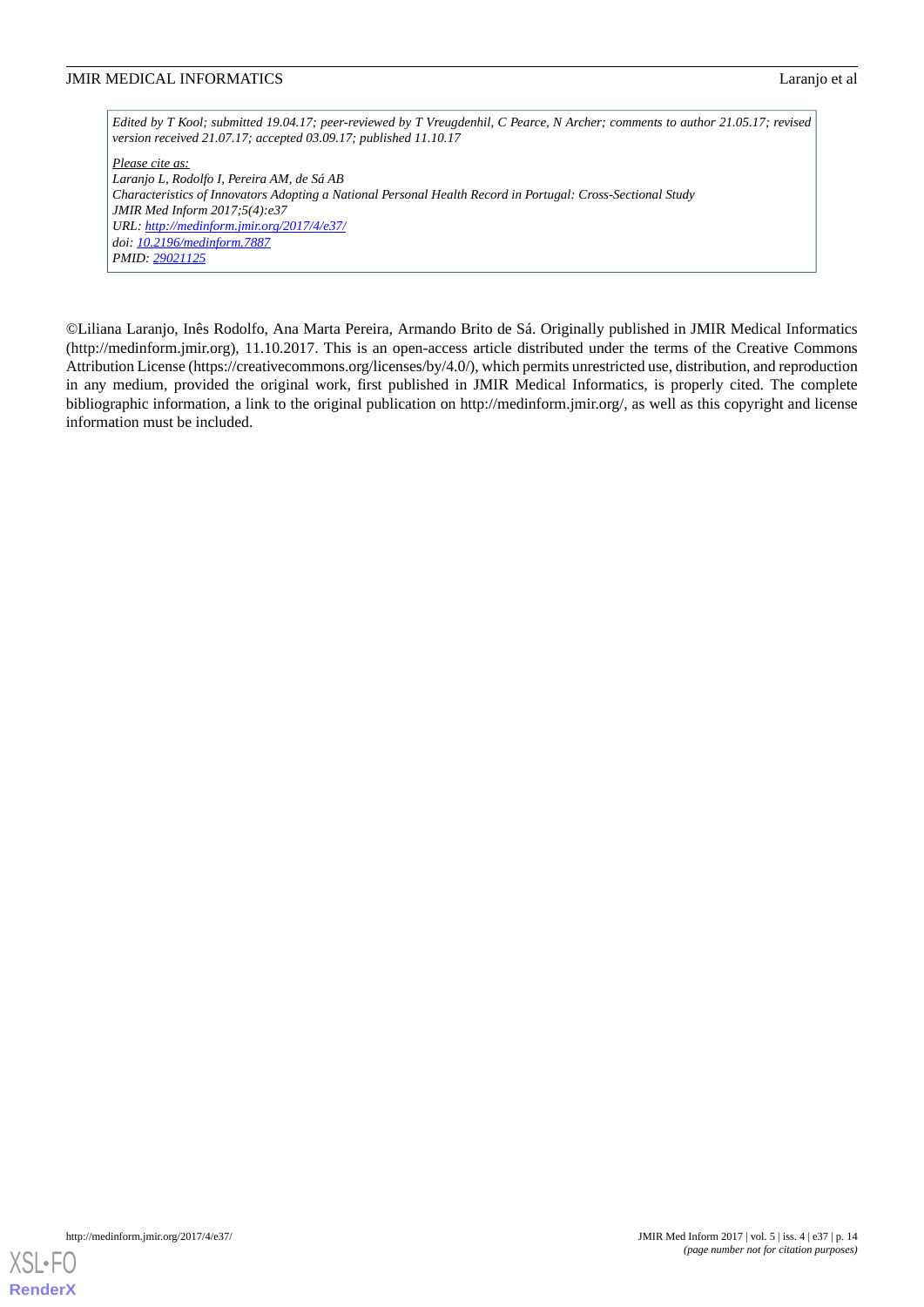*Edited by T Kool; submitted 19.04.17; peer-reviewed by T Vreugdenhil, C Pearce, N Archer; comments to author 21.05.17; revised version received 21.07.17; accepted 03.09.17; published 11.10.17*

*Please cite as:*
*Laranjo L, Rodolfo I, Pereira AM, de Sá AB*
*Characteristics of Innovators Adopting a National Personal Health Record in Portugal: Cross-Sectional Study*
*JMIR Med Inform 2017;5(4):e37*
*URL: http://medinform.jmir.org/2017/4/e37/*
*doi: 10.2196/medinform.7887*
*PMID: 29021125*

©Liliana Laranjo, Inês Rodolfo, Ana Marta Pereira, Armando Brito de Sá. Originally published in JMIR Medical Informatics (http://medinform.jmir.org), 11.10.2017. This is an open-access article distributed under the terms of the Creative Commons Attribution License (https://creativecommons.org/licenses/by/4.0/), which permits unrestricted use, distribution, and reproduction in any medium, provided the original work, first published in JMIR Medical Informatics, is properly cited. The complete bibliographic information, a link to the original publication on http://medinform.jmir.org/, as well as this copyright and license information must be included.